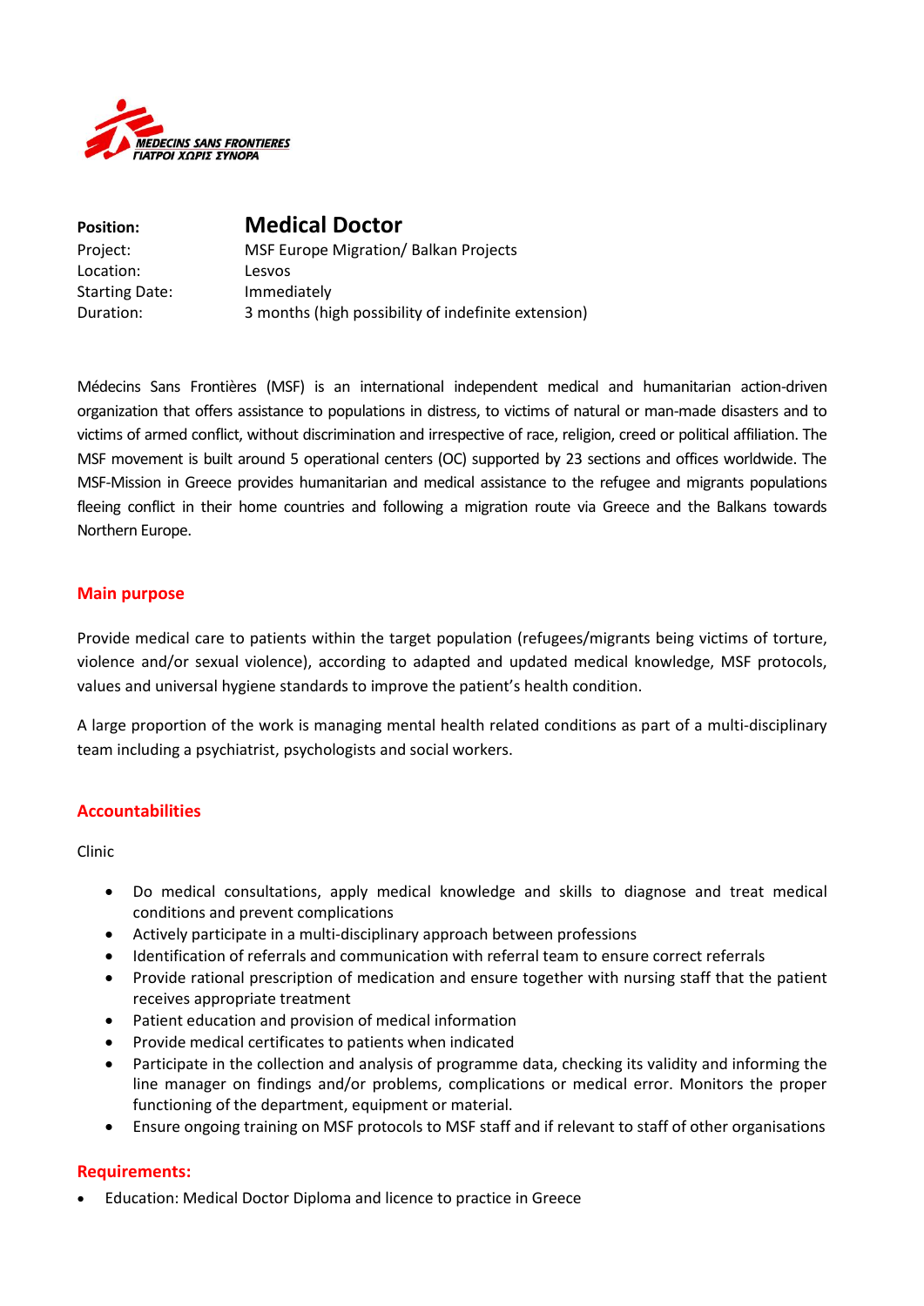MEDECINS SANS FRONTIERES
ΓΙΑΤΡΟΙ ΧΩΡΙΣ ΣΥΝΟΡΑ

| | |
|---|---|
| **Position:** | **Medical Doctor** |
| Project: | MSF Europe Migration/ Balkan Projects |
| Location: | Lesvos |
| Starting Date: | Immediately |
| Duration: | 3 months (high possibility of indefinite extension) |

Médecins Sans Frontières (MSF) is an international independent medical and humanitarian action-driven organization that offers assistance to populations in distress, to victims of natural or man-made disasters and to victims of armed conflict, without discrimination and irrespective of race, religion, creed or political affiliation. The MSF movement is built around 5 operational centers (OC) supported by 23 sections and offices worldwide. The MSF-Mission in Greece provides humanitarian and medical assistance to the refugee and migrants populations fleeing conflict in their home countries and following a migration route via Greece and the Balkans towards Northern Europe.

## Main purpose

Provide medical care to patients within the target population (refugees/migrants being victims of torture, violence and/or sexual violence), according to adapted and updated medical knowledge, MSF protocols, values and universal hygiene standards to improve the patient's health condition.

A large proportion of the work is managing mental health related conditions as part of a multi-disciplinary team including a psychiatrist, psychologists and social workers.

## Accountabilities

Clinic

- Do medical consultations, apply medical knowledge and skills to diagnose and treat medical conditions and prevent complications
- Actively participate in a multi-disciplinary approach between professions
- Identification of referrals and communication with referral team to ensure correct referrals
- Provide rational prescription of medication and ensure together with nursing staff that the patient receives appropriate treatment
- Patient education and provision of medical information
- Provide medical certificates to patients when indicated
- Participate in the collection and analysis of programme data, checking its validity and informing the line manager on findings and/or problems, complications or medical error. Monitors the proper functioning of the department, equipment or material.
- Ensure ongoing training on MSF protocols to MSF staff and if relevant to staff of other organisations

## Requirements:

- Education: Medical Doctor Diploma and licence to practice in Greece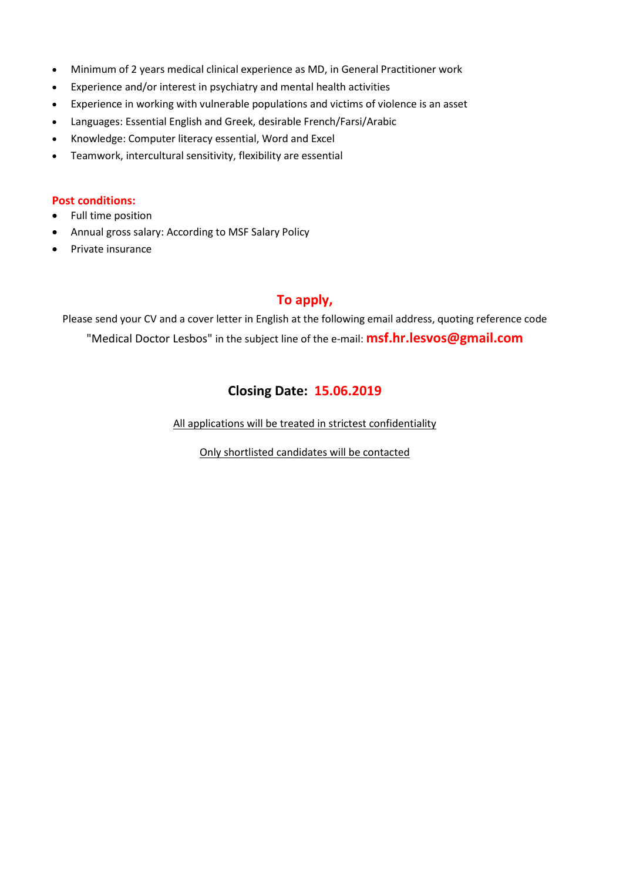- Minimum of 2 years medical clinical experience as MD, in General Practitioner work
- Experience and/or interest in psychiatry and mental health activities
- Experience in working with vulnerable populations and victims of violence is an asset
- Languages: Essential English and Greek, desirable French/Farsi/Arabic
- Knowledge: Computer literacy essential, Word and Excel
- Teamwork, intercultural sensitivity, flexibility are essential

**Post conditions:**

- Full time position
- Annual gross salary: According to MSF Salary Policy
- Private insurance

## To apply,

Please send your CV and a cover letter in English at the following email address, quoting reference code "Medical Doctor Lesbos" in the subject line of the e-mail: **msf.hr.lesvos@gmail.com**

## Closing Date: 15.06.2019

All applications will be treated in strictest confidentiality

Only shortlisted candidates will be contacted